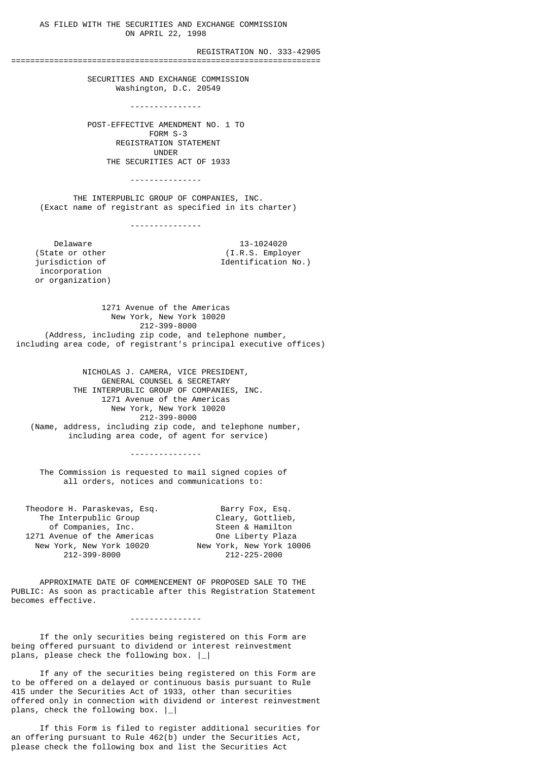AS FILED WITH THE SECURITIES AND EXCHANGE COMMISSION ON APRIL 22, 1998

REGISTRATION NO. 333-42905

---

# SECURITIES AND EXCHANGE COMMISSION
Washington, D.C. 20549

---

## POST-EFFECTIVE AMENDMENT NO. 1 TO FORM S-3 REGISTRATION STATEMENT UNDER THE SECURITIES ACT OF 1933

---

**THE INTERPUBLIC GROUP OF COMPANIES, INC.**
(Exact name of registrant as specified in its charter)

---

| Delaware | 13-1024020 |
|---|---|
| (State or other jurisdiction of incorporation or organization) | (I.R.S. Employer Identification No.) |

1271 Avenue of the Americas
New York, New York 10020
212-399-8000
(Address, including zip code, and telephone number, including area code, of registrant's principal executive offices)

NICHOLAS J. CAMERA, VICE PRESIDENT,
GENERAL COUNSEL & SECRETARY
THE INTERPUBLIC GROUP OF COMPANIES, INC.
1271 Avenue of the Americas
New York, New York 10020
212-399-8000
(Name, address, including zip code, and telephone number, including area code, of agent for service)

---

The Commission is requested to mail signed copies of all orders, notices and communications to:

| | |
|---|---|
| Theodore H. Paraskevas, Esq. | Barry Fox, Esq. |
| The Interpublic Group of Companies, Inc. | Cleary, Gottlieb, Steen & Hamilton |
| 1271 Avenue of the Americas | One Liberty Plaza |
| New York, New York 10020 | New York, New York 10006 |
| 212-399-8000 | 212-225-2000 |

APPROXIMATE DATE OF COMMENCEMENT OF PROPOSED SALE TO THE PUBLIC: As soon as practicable after this Registration Statement becomes effective.

---

If the only securities being registered on this Form are being offered pursuant to dividend or interest reinvestment plans, please check the following box. |_|

If any of the securities being registered on this Form are to be offered on a delayed or continuous basis pursuant to Rule 415 under the Securities Act of 1933, other than securities offered only in connection with dividend or interest reinvestment plans, check the following box. |_|

If this Form is filed to register additional securities for an offering pursuant to Rule 462(b) under the Securities Act, please check the following box and list the Securities Act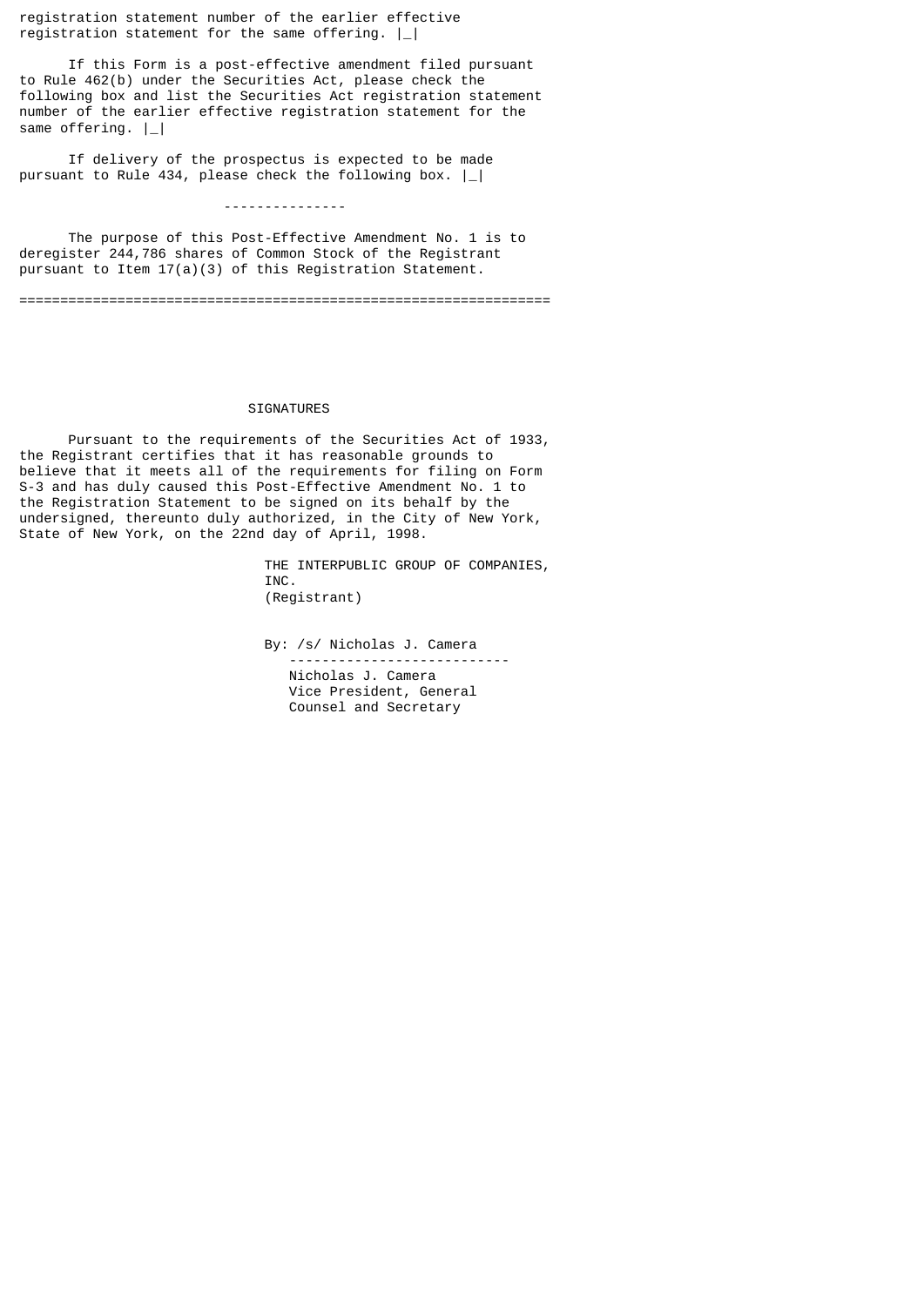registration statement number of the earlier effective registration statement for the same offering. |_|

If this Form is a post-effective amendment filed pursuant to Rule 462(b) under the Securities Act, please check the following box and list the Securities Act registration statement number of the earlier effective registration statement for the same offering. |_|

If delivery of the prospectus is expected to be made pursuant to Rule 434, please check the following box. |_|

---

The purpose of this Post-Effective Amendment No. 1 is to deregister 244,786 shares of Common Stock of the Registrant pursuant to Item 17(a)(3) of this Registration Statement.

---

## SIGNATURES

Pursuant to the requirements of the Securities Act of 1933, the Registrant certifies that it has reasonable grounds to believe that it meets all of the requirements for filing on Form S-3 and has duly caused this Post-Effective Amendment No. 1 to the Registration Statement to be signed on its behalf by the undersigned, thereunto duly authorized, in the City of New York, State of New York, on the 22nd day of April, 1998.

THE INTERPUBLIC GROUP OF COMPANIES, INC.
(Registrant)

By: /s/ Nicholas J. Camera

Nicholas J. Camera
Vice President, General Counsel and Secretary